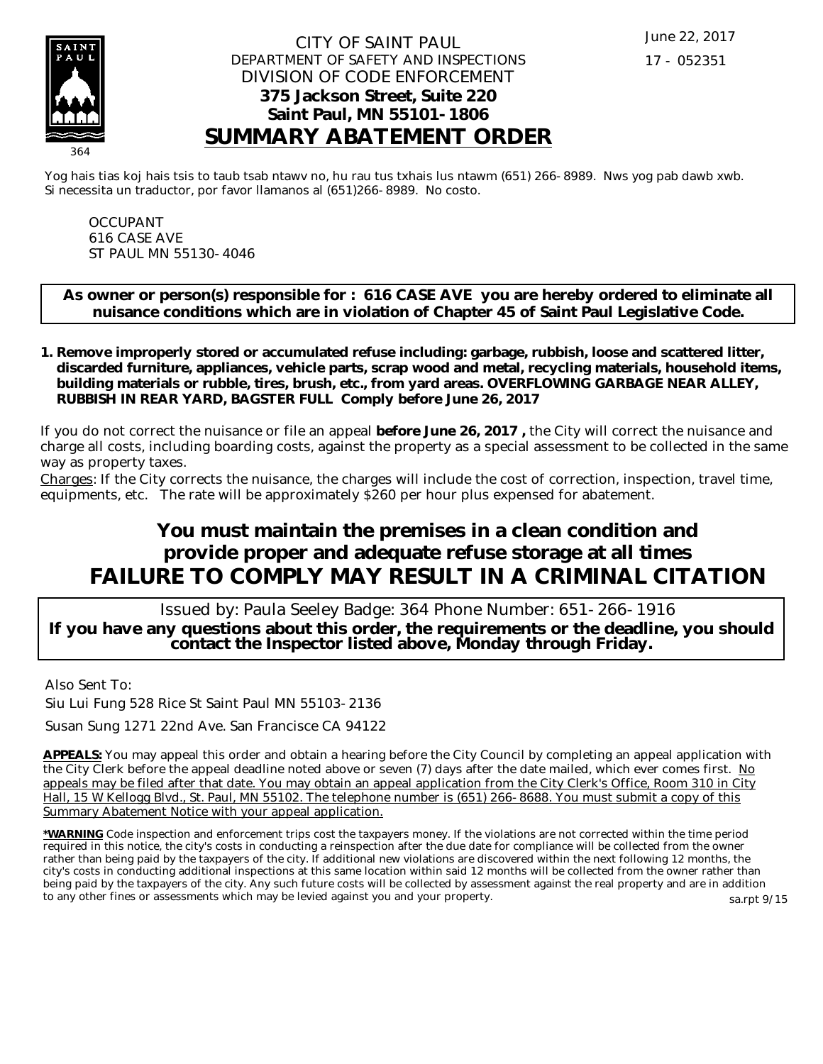June 22, 2017

17 - 052351

364

CITY OF SAINT PAUL
DEPARTMENT OF SAFETY AND INSPECTIONS
DIVISION OF CODE ENFORCEMENT
**375 Jackson Street, Suite 220**
**Saint Paul, MN 55101-1806**

# SUMMARY ABATEMENT ORDER

Yog hais tias koj hais tsis to taub tsab ntawv no, hu rau tus txhais lus ntawm (651) 266-8989. Nws yog pab dawb xwb.
Si necessita un traductor, por favor llamanos al (651)266-8989. No costo.

OCCUPANT
616 CASE AVE
ST PAUL MN 55130-4046

**As owner or person(s) responsible for : 616 CASE AVE you are hereby ordered to eliminate all nuisance conditions which are in violation of Chapter 45 of Saint Paul Legislative Code.**

1. **Remove improperly stored or accumulated refuse including: garbage, rubbish, loose and scattered litter, discarded furniture, appliances, vehicle parts, scrap wood and metal, recycling materials, household items, building materials or rubble, tires, brush, etc., from yard areas. OVERFLOWING GARBAGE NEAR ALLEY, RUBBISH IN REAR YARD, BAGSTER FULL Comply before June 26, 2017**

If you do not correct the nuisance or file an appeal **before June 26, 2017 ,** the City will correct the nuisance and charge all costs, including boarding costs, against the property as a special assessment to be collected in the same way as property taxes.

Charges: If the City corrects the nuisance, the charges will include the cost of correction, inspection, travel time, equipments, etc. The rate will be approximately $260 per hour plus expensed for abatement.

## You must maintain the premises in a clean condition and provide proper and adequate refuse storage at all times
## FAILURE TO COMPLY MAY RESULT IN A CRIMINAL CITATION

Issued by: Paula Seeley Badge: 364 Phone Number: 651-266-1916
**If you have any questions about this order, the requirements or the deadline, you should contact the Inspector listed above, Monday through Friday.**

Also Sent To:
Siu Lui Fung 528 Rice St Saint Paul MN 55103-2136
Susan Sung 1271 22nd Ave. San Francisce CA 94122

**APPEALS:** You may appeal this order and obtain a hearing before the City Council by completing an appeal application with the City Clerk before the appeal deadline noted above or seven (7) days after the date mailed, which ever comes first. No appeals may be filed after that date. You may obtain an appeal application from the City Clerk's Office, Room 310 in City Hall, 15 W Kellogg Blvd., St. Paul, MN 55102. The telephone number is (651) 266-8688. You must submit a copy of this Summary Abatement Notice with your appeal application.

***WARNING** Code inspection and enforcement trips cost the taxpayers money. If the violations are not corrected within the time period required in this notice, the city's costs in conducting a reinspection after the due date for compliance will be collected from the owner rather than being paid by the taxpayers of the city. If additional new violations are discovered within the next following 12 months, the city's costs in conducting additional inspections at this same location within said 12 months will be collected from the owner rather than being paid by the taxpayers of the city. Any such future costs will be collected by assessment against the real property and are in addition to any other fines or assessments which may be levied against you and your property.

sa.rpt 9/15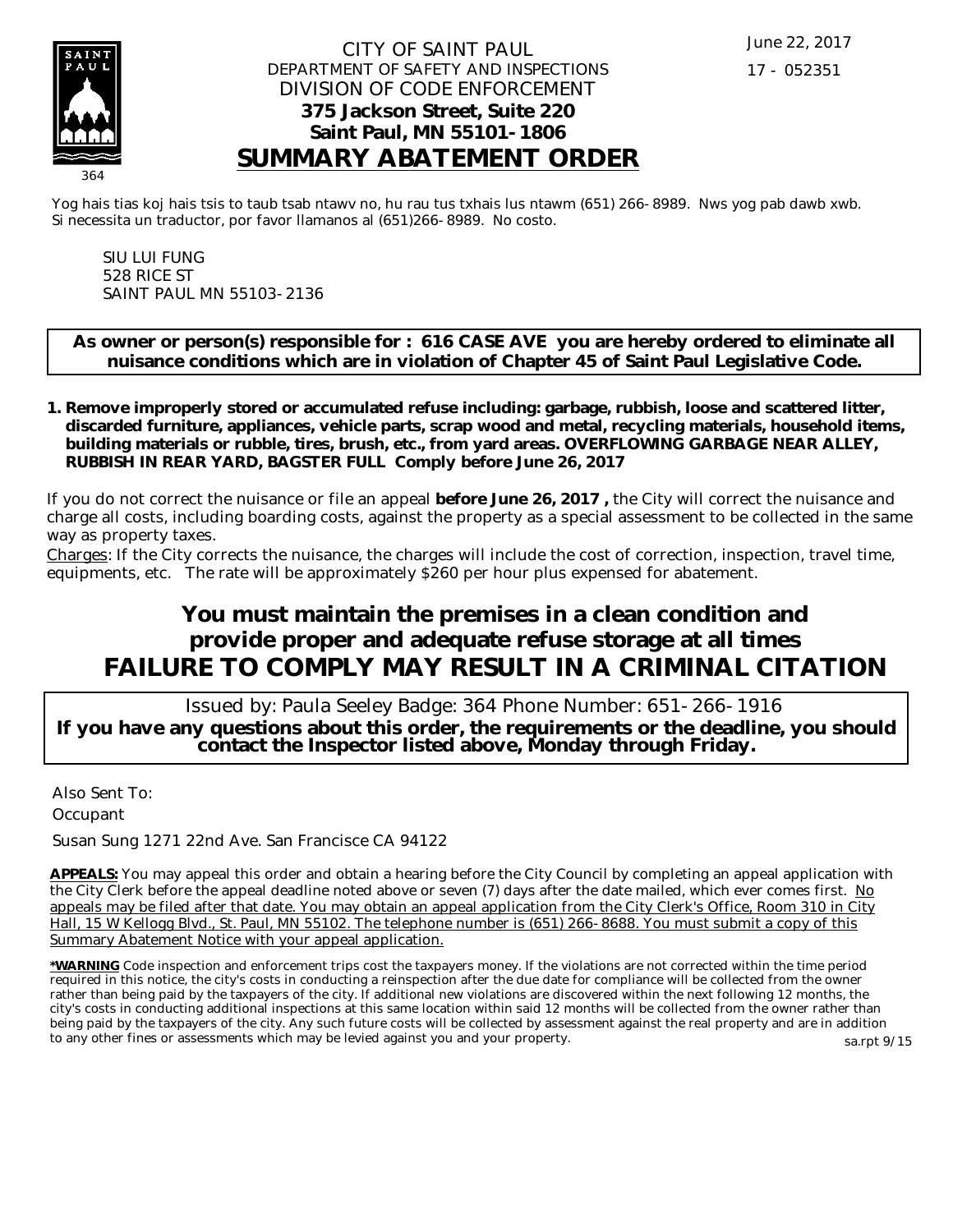CITY OF SAINT PAUL
DEPARTMENT OF SAFETY AND INSPECTIONS
DIVISION OF CODE ENFORCEMENT
**375 Jackson Street, Suite 220**
**Saint Paul, MN 55101-1806**

June 22, 2017

17 - 052351

364

# SUMMARY ABATEMENT ORDER

Yog hais tias koj hais tsis to taub tsab ntawv no, hu rau tus txhais lus ntawm (651) 266-8989. Nws yog pab dawb xwb.
Si necessita un traductor, por favor llamanos al (651)266-8989. No costo.

SIU LUI FUNG
528 RICE ST
SAINT PAUL MN 55103-2136

**As owner or person(s) responsible for : 616 CASE AVE you are hereby ordered to eliminate all nuisance conditions which are in violation of Chapter 45 of Saint Paul Legislative Code.**

1. **Remove improperly stored or accumulated refuse including: garbage, rubbish, loose and scattered litter, discarded furniture, appliances, vehicle parts, scrap wood and metal, recycling materials, household items, building materials or rubble, tires, brush, etc., from yard areas. OVERFLOWING GARBAGE NEAR ALLEY, RUBBISH IN REAR YARD, BAGSTER FULL Comply before June 26, 2017**

If you do not correct the nuisance or file an appeal **before June 26, 2017 ,** the City will correct the nuisance and charge all costs, including boarding costs, against the property as a special assessment to be collected in the same way as property taxes.

Charges: If the City corrects the nuisance, the charges will include the cost of correction, inspection, travel time, equipments, etc. The rate will be approximately $260 per hour plus expensed for abatement.

## You must maintain the premises in a clean condition and provide proper and adequate refuse storage at all times

## FAILURE TO COMPLY MAY RESULT IN A CRIMINAL CITATION

Issued by: Paula Seeley Badge: 364 Phone Number: 651-266-1916

**If you have any questions about this order, the requirements or the deadline, you should contact the Inspector listed above, Monday through Friday.**

Also Sent To:

Occupant

Susan Sung 1271 22nd Ave. San Francisce CA 94122

**APPEALS:** You may appeal this order and obtain a hearing before the City Council by completing an appeal application with the City Clerk before the appeal deadline noted above or seven (7) days after the date mailed, which ever comes first. No appeals may be filed after that date. You may obtain an appeal application from the City Clerk's Office, Room 310 in City Hall, 15 W Kellogg Blvd., St. Paul, MN 55102. The telephone number is (651) 266-8688. You must submit a copy of this Summary Abatement Notice with your appeal application.

***WARNING** Code inspection and enforcement trips cost the taxpayers money. If the violations are not corrected within the time period required in this notice, the city's costs in conducting a reinspection after the due date for compliance will be collected from the owner rather than being paid by the taxpayers of the city. If additional new violations are discovered within the next following 12 months, the city's costs in conducting additional inspections at this same location within said 12 months will be collected from the owner rather than being paid by the taxpayers of the city. Any such future costs will be collected by assessment against the real property and are in addition to any other fines or assessments which may be levied against you and your property.

sa.rpt 9/15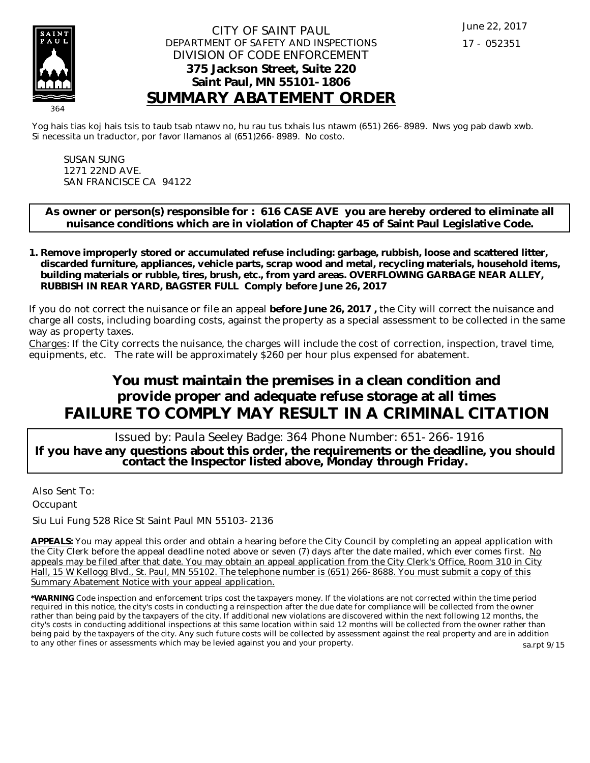June 22, 2017

17 - 052351

CITY OF SAINT PAUL
DEPARTMENT OF SAFETY AND INSPECTIONS
DIVISION OF CODE ENFORCEMENT
**375 Jackson Street, Suite 220**
**Saint Paul, MN 55101-1806**

# SUMMARY ABATEMENT ORDER

364

Yog hais tias koj hais tsis to taub tsab ntawv no, hu rau tus txhais lus ntawm (651) 266-8989. Nws yog pab dawb xwb.
Si necessita un traductor, por favor llamanos al (651)266-8989. No costo.

SUSAN SUNG
1271 22ND AVE.
SAN FRANCISCE CA 94122

**As owner or person(s) responsible for : 616 CASE AVE you are hereby ordered to eliminate all nuisance conditions which are in violation of Chapter 45 of Saint Paul Legislative Code.**

1. **Remove improperly stored or accumulated refuse including: garbage, rubbish, loose and scattered litter, discarded furniture, appliances, vehicle parts, scrap wood and metal, recycling materials, household items, building materials or rubble, tires, brush, etc., from yard areas. OVERFLOWING GARBAGE NEAR ALLEY, RUBBISH IN REAR YARD, BAGSTER FULL Comply before June 26, 2017**

If you do not correct the nuisance or file an appeal **before June 26, 2017 ,** the City will correct the nuisance and charge all costs, including boarding costs, against the property as a special assessment to be collected in the same way as property taxes.

Charges: If the City corrects the nuisance, the charges will include the cost of correction, inspection, travel time, equipments, etc. The rate will be approximately $260 per hour plus expensed for abatement.

## You must maintain the premises in a clean condition and provide proper and adequate refuse storage at all times

## FAILURE TO COMPLY MAY RESULT IN A CRIMINAL CITATION

Issued by: Paula Seeley Badge: 364 Phone Number: 651-266-1916

**If you have any questions about this order, the requirements or the deadline, you should contact the Inspector listed above, Monday through Friday.**

Also Sent To:

Occupant

Siu Lui Fung 528 Rice St Saint Paul MN 55103-2136

**APPEALS:** You may appeal this order and obtain a hearing before the City Council by completing an appeal application with the City Clerk before the appeal deadline noted above or seven (7) days after the date mailed, which ever comes first. No appeals may be filed after that date. You may obtain an appeal application from the City Clerk's Office, Room 310 in City Hall, 15 W Kellogg Blvd., St. Paul, MN 55102. The telephone number is (651) 266-8688. You must submit a copy of this Summary Abatement Notice with your appeal application.

***WARNING** Code inspection and enforcement trips cost the taxpayers money. If the violations are not corrected within the time period required in this notice, the city's costs in conducting a reinspection after the due date for compliance will be collected from the owner rather than being paid by the taxpayers of the city. If additional new violations are discovered within the next following 12 months, the city's costs in conducting additional inspections at this same location within said 12 months will be collected from the owner rather than being paid by the taxpayers of the city. Any such future costs will be collected by assessment against the real property and are in addition to any other fines or assessments which may be levied against you and your property.

sa.rpt 9/15